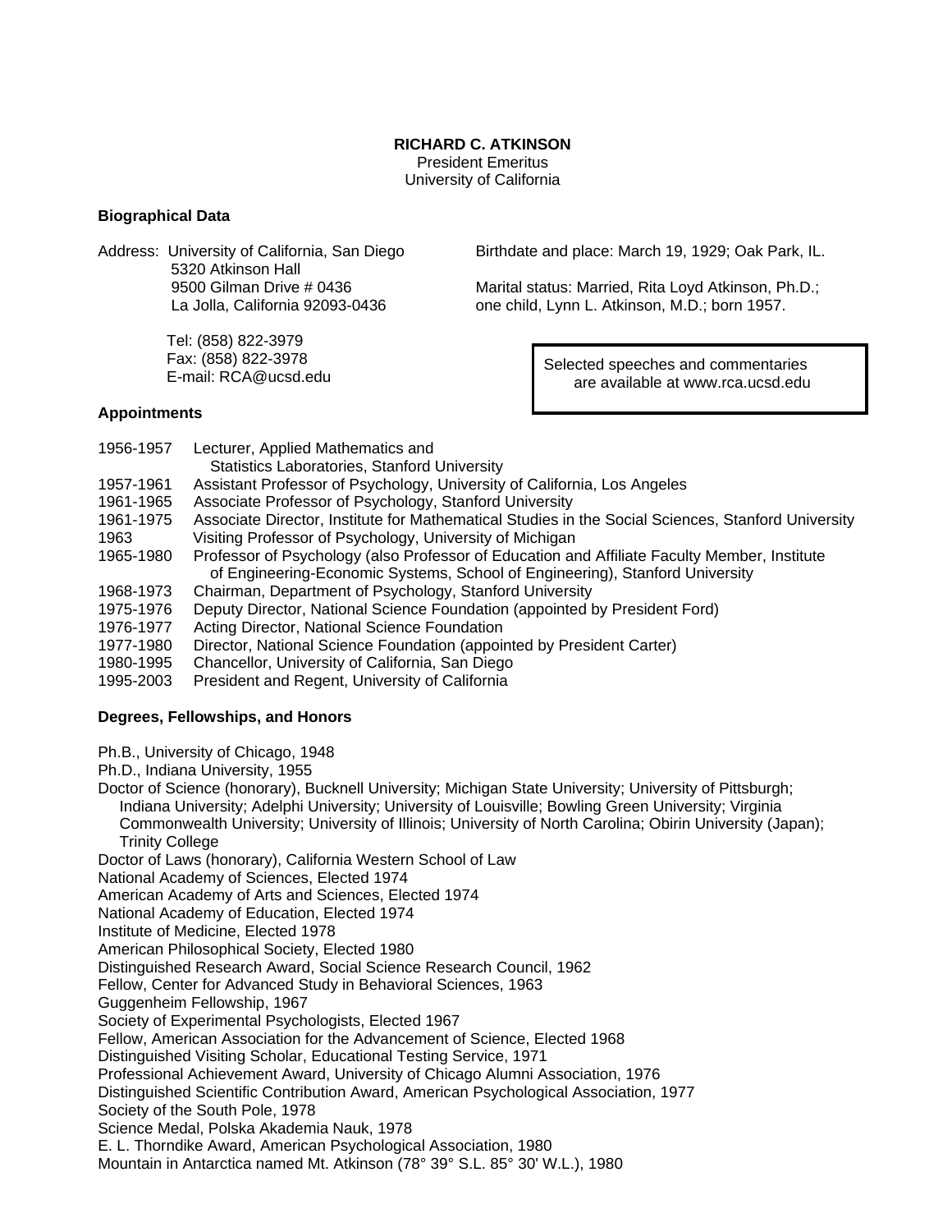# RICHARD C. ATKINSON

President Emeritus
University of California

## Biographical Data

Address: University of California, San Diego
5320 Atkinson Hall
9500 Gilman Drive # 0436
La Jolla, California 92093-0436

Tel: (858) 822-3979
Fax: (858) 822-3978
E-mail: RCA@ucsd.edu

Birthdate and place: March 19, 1929; Oak Park, IL.

Marital status: Married, Rita Loyd Atkinson, Ph.D.; one child, Lynn L. Atkinson, M.D.; born 1957.

Selected speeches and commentaries are available at www.rca.ucsd.edu

## Appointments

- 1956-1957 Lecturer, Applied Mathematics and Statistics Laboratories, Stanford University
- 1957-1961 Assistant Professor of Psychology, University of California, Los Angeles
- 1961-1965 Associate Professor of Psychology, Stanford University
- 1961-1975 Associate Director, Institute for Mathematical Studies in the Social Sciences, Stanford University
- 1963 Visiting Professor of Psychology, University of Michigan
- 1965-1980 Professor of Psychology (also Professor of Education and Affiliate Faculty Member, Institute of Engineering-Economic Systems, School of Engineering), Stanford University
- 1968-1973 Chairman, Department of Psychology, Stanford University
- 1975-1976 Deputy Director, National Science Foundation (appointed by President Ford)
- 1976-1977 Acting Director, National Science Foundation
- 1977-1980 Director, National Science Foundation (appointed by President Carter)
- 1980-1995 Chancellor, University of California, San Diego
- 1995-2003 President and Regent, University of California

## Degrees, Fellowships, and Honors

Ph.B., University of Chicago, 1948
Ph.D., Indiana University, 1955
Doctor of Science (honorary), Bucknell University; Michigan State University; University of Pittsburgh; Indiana University; Adelphi University; University of Louisville; Bowling Green University; Virginia Commonwealth University; University of Illinois; University of North Carolina; Obirin University (Japan); Trinity College
Doctor of Laws (honorary), California Western School of Law
National Academy of Sciences, Elected 1974
American Academy of Arts and Sciences, Elected 1974
National Academy of Education, Elected 1974
Institute of Medicine, Elected 1978
American Philosophical Society, Elected 1980
Distinguished Research Award, Social Science Research Council, 1962
Fellow, Center for Advanced Study in Behavioral Sciences, 1963
Guggenheim Fellowship, 1967
Society of Experimental Psychologists, Elected 1967
Fellow, American Association for the Advancement of Science, Elected 1968
Distinguished Visiting Scholar, Educational Testing Service, 1971
Professional Achievement Award, University of Chicago Alumni Association, 1976
Distinguished Scientific Contribution Award, American Psychological Association, 1977
Society of the South Pole, 1978
Science Medal, Polska Akademia Nauk, 1978
E. L. Thorndike Award, American Psychological Association, 1980
Mountain in Antarctica named Mt. Atkinson (78° 39° S.L. 85° 30' W.L.), 1980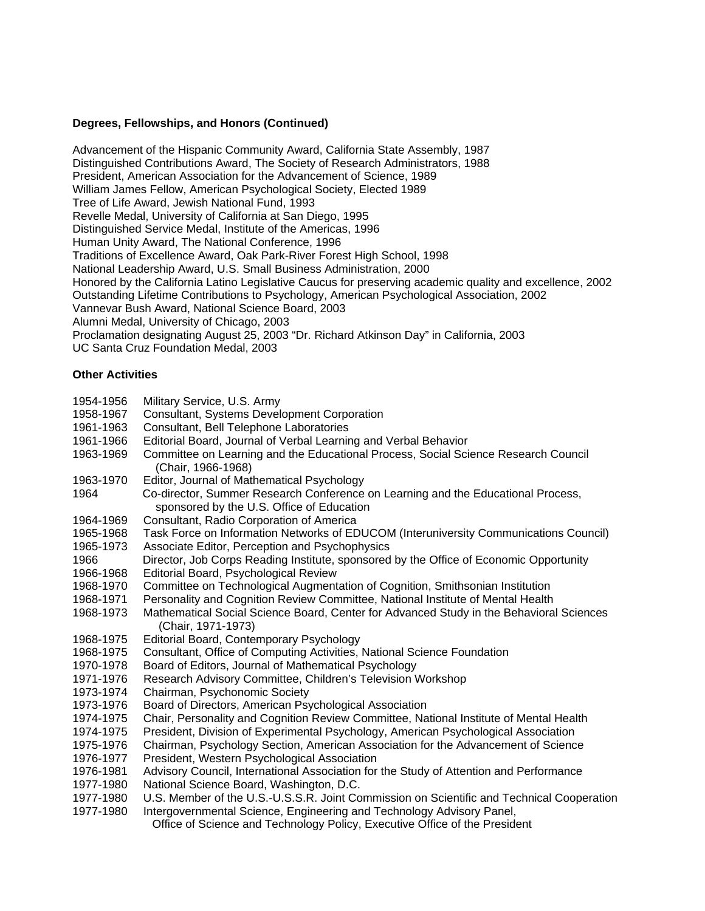**Degrees, Fellowships, and Honors (Continued)**

Advancement of the Hispanic Community Award, California State Assembly, 1987
Distinguished Contributions Award, The Society of Research Administrators, 1988
President, American Association for the Advancement of Science, 1989
William James Fellow, American Psychological Society, Elected 1989
Tree of Life Award, Jewish National Fund, 1993
Revelle Medal, University of California at San Diego, 1995
Distinguished Service Medal, Institute of the Americas, 1996
Human Unity Award, The National Conference, 1996
Traditions of Excellence Award, Oak Park-River Forest High School, 1998
National Leadership Award, U.S. Small Business Administration, 2000
Honored by the California Latino Legislative Caucus for preserving academic quality and excellence, 2002
Outstanding Lifetime Contributions to Psychology, American Psychological Association, 2002
Vannevar Bush Award, National Science Board, 2003
Alumni Medal, University of Chicago, 2003
Proclamation designating August 25, 2003 "Dr. Richard Atkinson Day" in California, 2003
UC Santa Cruz Foundation Medal, 2003

**Other Activities**

1954-1956 Military Service, U.S. Army
1958-1967 Consultant, Systems Development Corporation
1961-1963 Consultant, Bell Telephone Laboratories
1961-1966 Editorial Board, Journal of Verbal Learning and Verbal Behavior
1963-1969 Committee on Learning and the Educational Process, Social Science Research Council (Chair, 1966-1968)
1963-1970 Editor, Journal of Mathematical Psychology
1964 Co-director, Summer Research Conference on Learning and the Educational Process, sponsored by the U.S. Office of Education
1964-1969 Consultant, Radio Corporation of America
1965-1968 Task Force on Information Networks of EDUCOM (Interuniversity Communications Council)
1965-1973 Associate Editor, Perception and Psychophysics
1966 Director, Job Corps Reading Institute, sponsored by the Office of Economic Opportunity
1966-1968 Editorial Board, Psychological Review
1968-1970 Committee on Technological Augmentation of Cognition, Smithsonian Institution
1968-1971 Personality and Cognition Review Committee, National Institute of Mental Health
1968-1973 Mathematical Social Science Board, Center for Advanced Study in the Behavioral Sciences (Chair, 1971-1973)
1968-1975 Editorial Board, Contemporary Psychology
1968-1975 Consultant, Office of Computing Activities, National Science Foundation
1970-1978 Board of Editors, Journal of Mathematical Psychology
1971-1976 Research Advisory Committee, Children's Television Workshop
1973-1974 Chairman, Psychonomic Society
1973-1976 Board of Directors, American Psychological Association
1974-1975 Chair, Personality and Cognition Review Committee, National Institute of Mental Health
1974-1975 President, Division of Experimental Psychology, American Psychological Association
1975-1976 Chairman, Psychology Section, American Association for the Advancement of Science
1976-1977 President, Western Psychological Association
1976-1981 Advisory Council, International Association for the Study of Attention and Performance
1977-1980 National Science Board, Washington, D.C.
1977-1980 U.S. Member of the U.S.-U.S.S.R. Joint Commission on Scientific and Technical Cooperation
1977-1980 Intergovernmental Science, Engineering and Technology Advisory Panel, Office of Science and Technology Policy, Executive Office of the President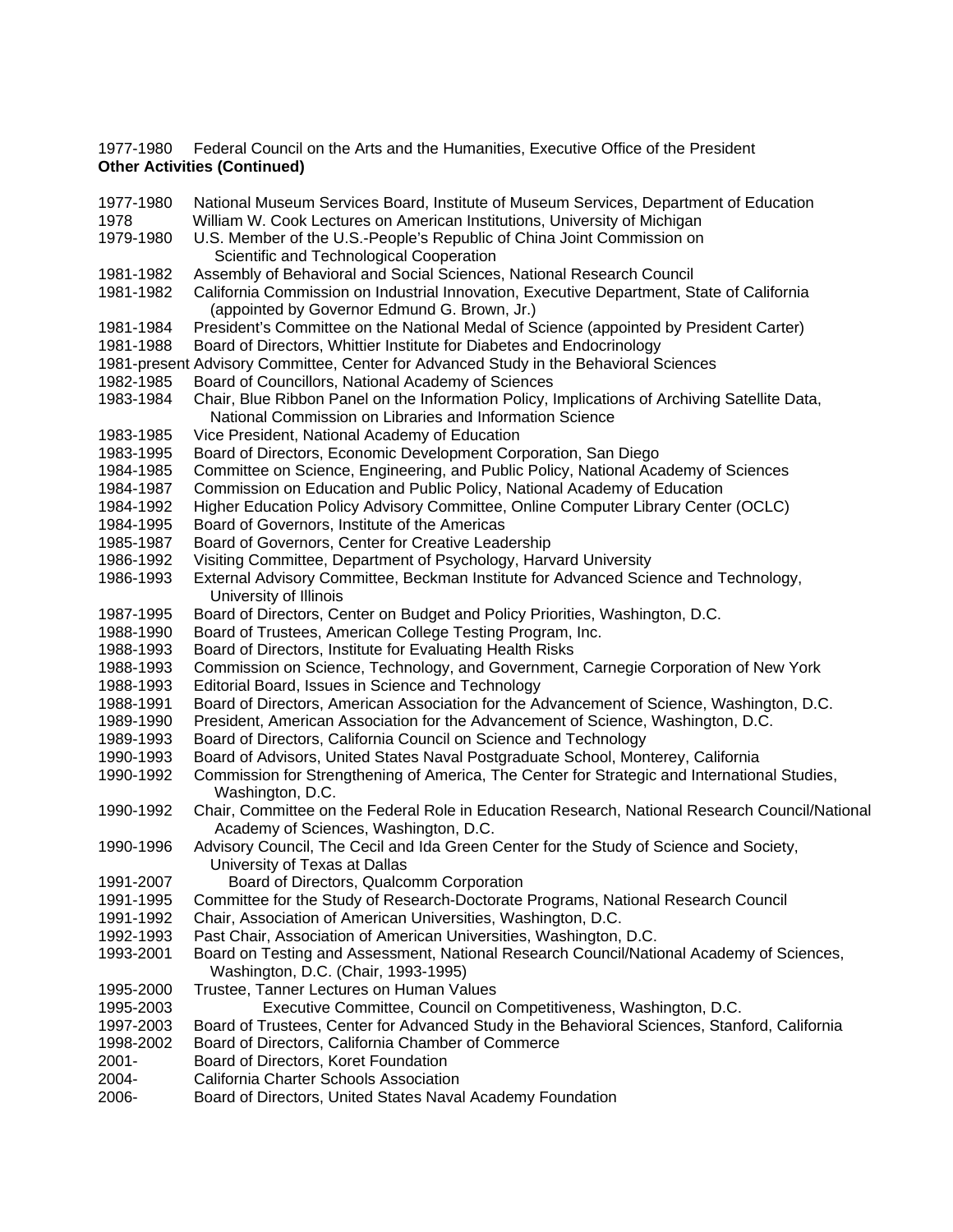1977-1980 Federal Council on the Arts and the Humanities, Executive Office of the President

**Other Activities (Continued)**

1977-1980 National Museum Services Board, Institute of Museum Services, Department of Education
1978 William W. Cook Lectures on American Institutions, University of Michigan
1979-1980 U.S. Member of the U.S.-People's Republic of China Joint Commission on Scientific and Technological Cooperation
1981-1982 Assembly of Behavioral and Social Sciences, National Research Council
1981-1982 California Commission on Industrial Innovation, Executive Department, State of California (appointed by Governor Edmund G. Brown, Jr.)
1981-1984 President's Committee on the National Medal of Science (appointed by President Carter)
1981-1988 Board of Directors, Whittier Institute for Diabetes and Endocrinology
1981-present Advisory Committee, Center for Advanced Study in the Behavioral Sciences
1982-1985 Board of Councillors, National Academy of Sciences
1983-1984 Chair, Blue Ribbon Panel on the Information Policy, Implications of Archiving Satellite Data, National Commission on Libraries and Information Science
1983-1985 Vice President, National Academy of Education
1983-1995 Board of Directors, Economic Development Corporation, San Diego
1984-1985 Committee on Science, Engineering, and Public Policy, National Academy of Sciences
1984-1987 Commission on Education and Public Policy, National Academy of Education
1984-1992 Higher Education Policy Advisory Committee, Online Computer Library Center (OCLC)
1984-1995 Board of Governors, Institute of the Americas
1985-1987 Board of Governors, Center for Creative Leadership
1986-1992 Visiting Committee, Department of Psychology, Harvard University
1986-1993 External Advisory Committee, Beckman Institute for Advanced Science and Technology, University of Illinois
1987-1995 Board of Directors, Center on Budget and Policy Priorities, Washington, D.C.
1988-1990 Board of Trustees, American College Testing Program, Inc.
1988-1993 Board of Directors, Institute for Evaluating Health Risks
1988-1993 Commission on Science, Technology, and Government, Carnegie Corporation of New York
1988-1993 Editorial Board, Issues in Science and Technology
1988-1991 Board of Directors, American Association for the Advancement of Science, Washington, D.C.
1989-1990 President, American Association for the Advancement of Science, Washington, D.C.
1989-1993 Board of Directors, California Council on Science and Technology
1990-1993 Board of Advisors, United States Naval Postgraduate School, Monterey, California
1990-1992 Commission for Strengthening of America, The Center for Strategic and International Studies, Washington, D.C.
1990-1992 Chair, Committee on the Federal Role in Education Research, National Research Council/National Academy of Sciences, Washington, D.C.
1990-1996 Advisory Council, The Cecil and Ida Green Center for the Study of Science and Society, University of Texas at Dallas
1991-2007 Board of Directors, Qualcomm Corporation
1991-1995 Committee for the Study of Research-Doctorate Programs, National Research Council
1991-1992 Chair, Association of American Universities, Washington, D.C.
1992-1993 Past Chair, Association of American Universities, Washington, D.C.
1993-2001 Board on Testing and Assessment, National Research Council/National Academy of Sciences, Washington, D.C. (Chair, 1993-1995)
1995-2000 Trustee, Tanner Lectures on Human Values
1995-2003 Executive Committee, Council on Competitiveness, Washington, D.C.
1997-2003 Board of Trustees, Center for Advanced Study in the Behavioral Sciences, Stanford, California
1998-2002 Board of Directors, California Chamber of Commerce
2001- Board of Directors, Koret Foundation
2004- California Charter Schools Association
2006- Board of Directors, United States Naval Academy Foundation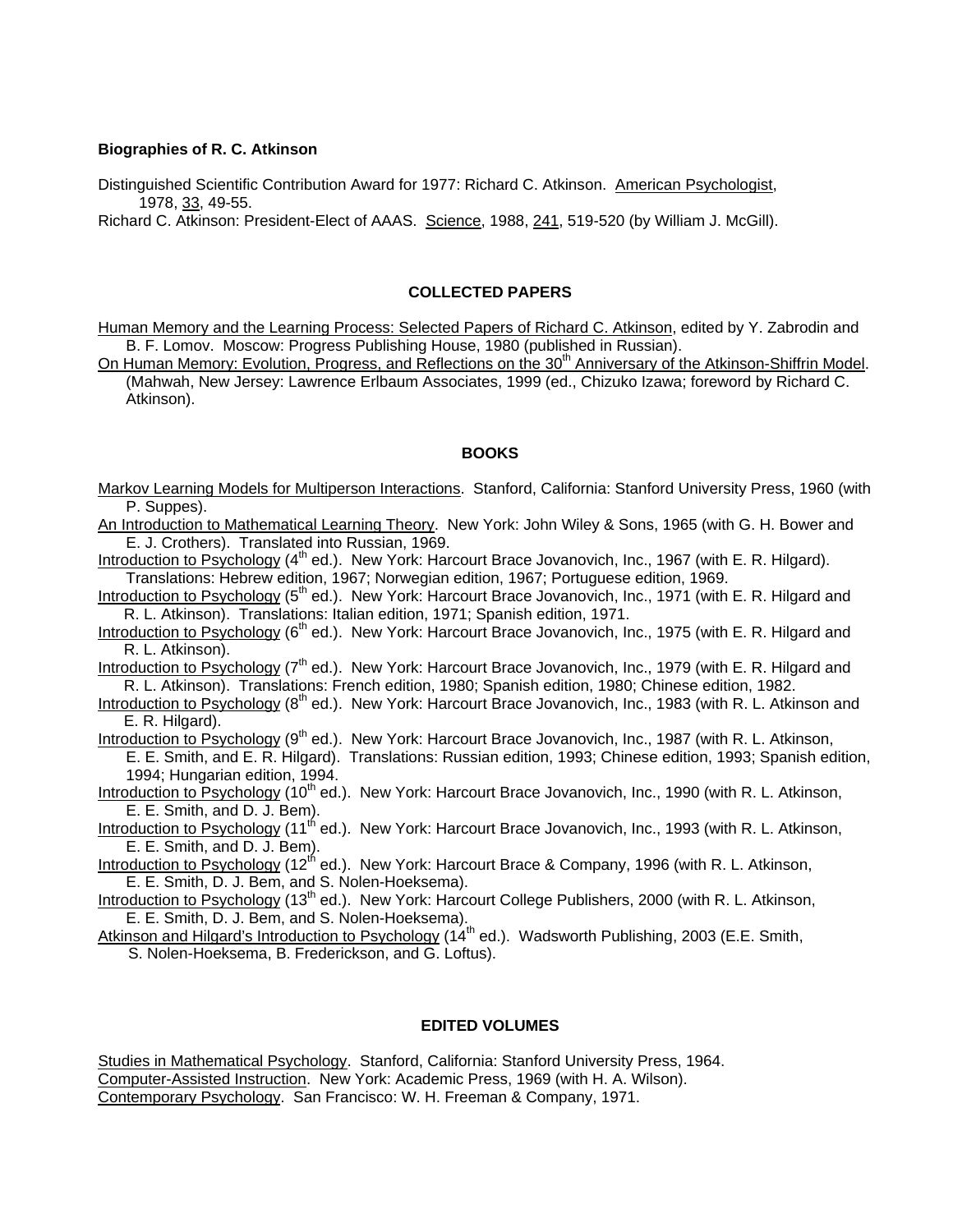**Biographies of R. C. Atkinson**

Distinguished Scientific Contribution Award for 1977: Richard C. Atkinson. American Psychologist, 1978, 33, 49-55.

Richard C. Atkinson: President-Elect of AAAS. Science, 1988, 241, 519-520 (by William J. McGill).

## COLLECTED PAPERS

Human Memory and the Learning Process: Selected Papers of Richard C. Atkinson, edited by Y. Zabrodin and B. F. Lomov. Moscow: Progress Publishing House, 1980 (published in Russian).

On Human Memory: Evolution, Progress, and Reflections on the 30th Anniversary of the Atkinson-Shiffrin Model. (Mahwah, New Jersey: Lawrence Erlbaum Associates, 1999 (ed., Chizuko Izawa; foreword by Richard C. Atkinson).

## BOOKS

Markov Learning Models for Multiperson Interactions. Stanford, California: Stanford University Press, 1960 (with P. Suppes).

An Introduction to Mathematical Learning Theory. New York: John Wiley & Sons, 1965 (with G. H. Bower and E. J. Crothers). Translated into Russian, 1969.

Introduction to Psychology (4th ed.). New York: Harcourt Brace Jovanovich, Inc., 1967 (with E. R. Hilgard). Translations: Hebrew edition, 1967; Norwegian edition, 1967; Portuguese edition, 1969.

Introduction to Psychology (5th ed.). New York: Harcourt Brace Jovanovich, Inc., 1971 (with E. R. Hilgard and R. L. Atkinson). Translations: Italian edition, 1971; Spanish edition, 1971.

Introduction to Psychology (6th ed.). New York: Harcourt Brace Jovanovich, Inc., 1975 (with E. R. Hilgard and R. L. Atkinson).

Introduction to Psychology (7th ed.). New York: Harcourt Brace Jovanovich, Inc., 1979 (with E. R. Hilgard and R. L. Atkinson). Translations: French edition, 1980; Spanish edition, 1980; Chinese edition, 1982.

Introduction to Psychology (8th ed.). New York: Harcourt Brace Jovanovich, Inc., 1983 (with R. L. Atkinson and E. R. Hilgard).

Introduction to Psychology (9th ed.). New York: Harcourt Brace Jovanovich, Inc., 1987 (with R. L. Atkinson, E. E. Smith, and E. R. Hilgard). Translations: Russian edition, 1993; Chinese edition, 1993; Spanish edition, 1994; Hungarian edition, 1994.

Introduction to Psychology (10th ed.). New York: Harcourt Brace Jovanovich, Inc., 1990 (with R. L. Atkinson, E. E. Smith, and D. J. Bem).

Introduction to Psychology (11th ed.). New York: Harcourt Brace Jovanovich, Inc., 1993 (with R. L. Atkinson, E. E. Smith, and D. J. Bem).

Introduction to Psychology (12th ed.). New York: Harcourt Brace & Company, 1996 (with R. L. Atkinson, E. E. Smith, D. J. Bem, and S. Nolen-Hoeksema).

Introduction to Psychology (13th ed.). New York: Harcourt College Publishers, 2000 (with R. L. Atkinson, E. E. Smith, D. J. Bem, and S. Nolen-Hoeksema).

Atkinson and Hilgard's Introduction to Psychology (14th ed.). Wadsworth Publishing, 2003 (E.E. Smith, S. Nolen-Hoeksema, B. Frederickson, and G. Loftus).

## EDITED VOLUMES

Studies in Mathematical Psychology. Stanford, California: Stanford University Press, 1964.

Computer-Assisted Instruction. New York: Academic Press, 1969 (with H. A. Wilson).

Contemporary Psychology. San Francisco: W. H. Freeman & Company, 1971.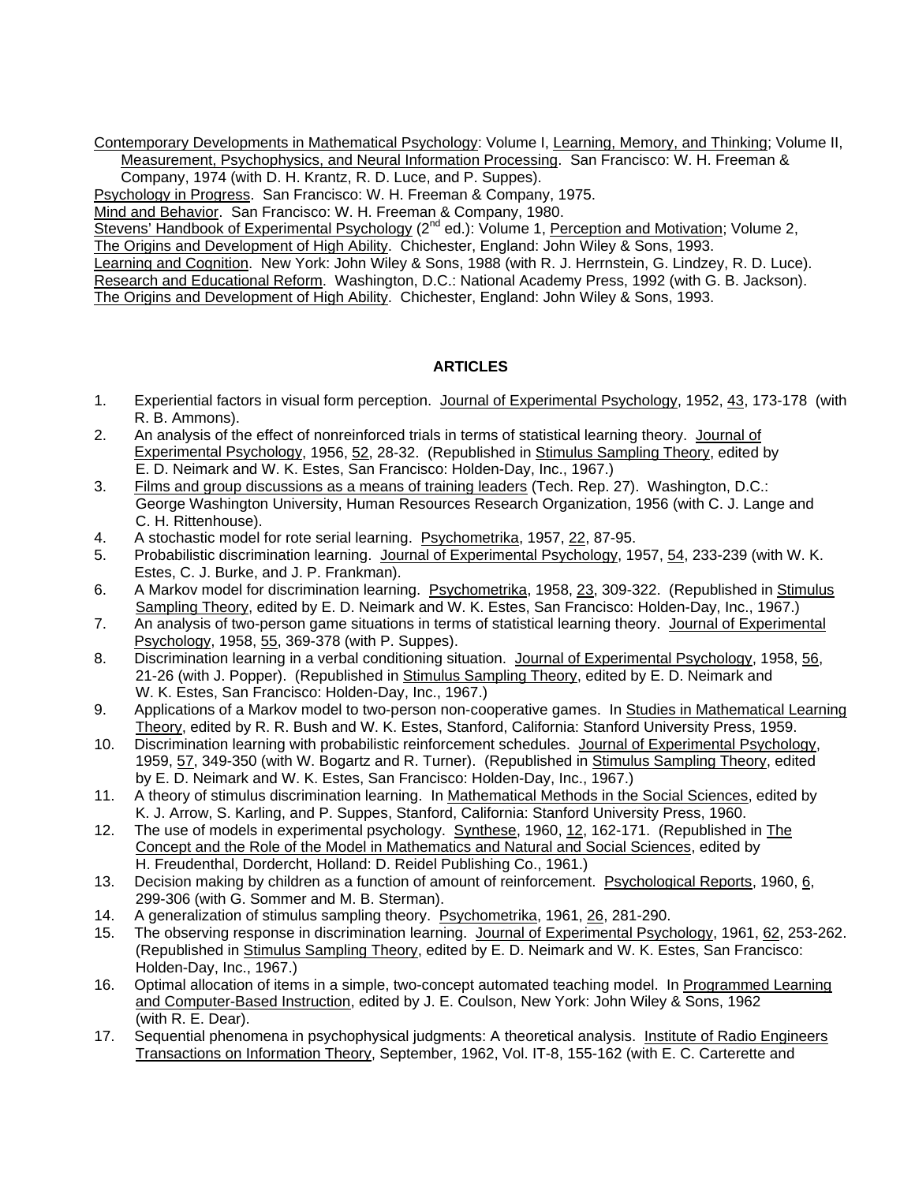Contemporary Developments in Mathematical Psychology: Volume I, Learning, Memory, and Thinking; Volume II, Measurement, Psychophysics, and Neural Information Processing. San Francisco: W. H. Freeman & Company, 1974 (with D. H. Krantz, R. D. Luce, and P. Suppes).

Psychology in Progress. San Francisco: W. H. Freeman & Company, 1975.

Mind and Behavior. San Francisco: W. H. Freeman & Company, 1980.

Stevens' Handbook of Experimental Psychology (2nd ed.): Volume 1, Perception and Motivation; Volume 2, The Origins and Development of High Ability. Chichester, England: John Wiley & Sons, 1993.

Learning and Cognition. New York: John Wiley & Sons, 1988 (with R. J. Herrnstein, G. Lindzey, R. D. Luce).

Research and Educational Reform. Washington, D.C.: National Academy Press, 1992 (with G. B. Jackson).

The Origins and Development of High Ability. Chichester, England: John Wiley & Sons, 1993.

## ARTICLES

1. Experiential factors in visual form perception. Journal of Experimental Psychology, 1952, 43, 173-178 (with R. B. Ammons).
2. An analysis of the effect of nonreinforced trials in terms of statistical learning theory. Journal of Experimental Psychology, 1956, 52, 28-32. (Republished in Stimulus Sampling Theory, edited by E. D. Neimark and W. K. Estes, San Francisco: Holden-Day, Inc., 1967.)
3. Films and group discussions as a means of training leaders (Tech. Rep. 27). Washington, D.C.: George Washington University, Human Resources Research Organization, 1956 (with C. J. Lange and C. H. Rittenhouse).
4. A stochastic model for rote serial learning. Psychometrika, 1957, 22, 87-95.
5. Probabilistic discrimination learning. Journal of Experimental Psychology, 1957, 54, 233-239 (with W. K. Estes, C. J. Burke, and J. P. Frankman).
6. A Markov model for discrimination learning. Psychometrika, 1958, 23, 309-322. (Republished in Stimulus Sampling Theory, edited by E. D. Neimark and W. K. Estes, San Francisco: Holden-Day, Inc., 1967.)
7. An analysis of two-person game situations in terms of statistical learning theory. Journal of Experimental Psychology, 1958, 55, 369-378 (with P. Suppes).
8. Discrimination learning in a verbal conditioning situation. Journal of Experimental Psychology, 1958, 56, 21-26 (with J. Popper). (Republished in Stimulus Sampling Theory, edited by E. D. Neimark and W. K. Estes, San Francisco: Holden-Day, Inc., 1967.)
9. Applications of a Markov model to two-person non-cooperative games. In Studies in Mathematical Learning Theory, edited by R. R. Bush and W. K. Estes, Stanford, California: Stanford University Press, 1959.
10. Discrimination learning with probabilistic reinforcement schedules. Journal of Experimental Psychology, 1959, 57, 349-350 (with W. Bogartz and R. Turner). (Republished in Stimulus Sampling Theory, edited by E. D. Neimark and W. K. Estes, San Francisco: Holden-Day, Inc., 1967.)
11. A theory of stimulus discrimination learning. In Mathematical Methods in the Social Sciences, edited by K. J. Arrow, S. Karling, and P. Suppes, Stanford, California: Stanford University Press, 1960.
12. The use of models in experimental psychology. Synthese, 1960, 12, 162-171. (Republished in The Concept and the Role of the Model in Mathematics and Natural and Social Sciences, edited by H. Freudenthal, Dordercht, Holland: D. Reidel Publishing Co., 1961.)
13. Decision making by children as a function of amount of reinforcement. Psychological Reports, 1960, 6, 299-306 (with G. Sommer and M. B. Sterman).
14. A generalization of stimulus sampling theory. Psychometrika, 1961, 26, 281-290.
15. The observing response in discrimination learning. Journal of Experimental Psychology, 1961, 62, 253-262. (Republished in Stimulus Sampling Theory, edited by E. D. Neimark and W. K. Estes, San Francisco: Holden-Day, Inc., 1967.)
16. Optimal allocation of items in a simple, two-concept automated teaching model. In Programmed Learning and Computer-Based Instruction, edited by J. E. Coulson, New York: John Wiley & Sons, 1962 (with R. E. Dear).
17. Sequential phenomena in psychophysical judgments: A theoretical analysis. Institute of Radio Engineers Transactions on Information Theory, September, 1962, Vol. IT-8, 155-162 (with E. C. Carterette and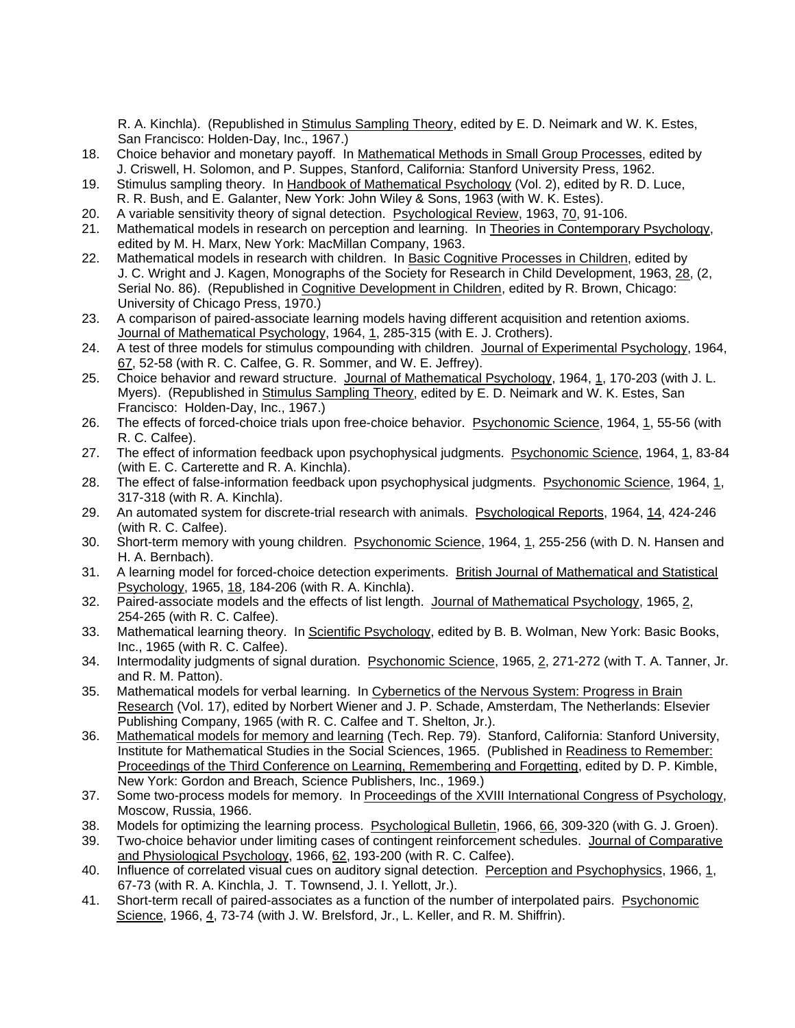R. A. Kinchla). (Republished in Stimulus Sampling Theory, edited by E. D. Neimark and W. K. Estes, San Francisco: Holden-Day, Inc., 1967.)

18. Choice behavior and monetary payoff. In Mathematical Methods in Small Group Processes, edited by J. Criswell, H. Solomon, and P. Suppes, Stanford, California: Stanford University Press, 1962.
19. Stimulus sampling theory. In Handbook of Mathematical Psychology (Vol. 2), edited by R. D. Luce, R. R. Bush, and E. Galanter, New York: John Wiley & Sons, 1963 (with W. K. Estes).
20. A variable sensitivity theory of signal detection. Psychological Review, 1963, 70, 91-106.
21. Mathematical models in research on perception and learning. In Theories in Contemporary Psychology, edited by M. H. Marx, New York: MacMillan Company, 1963.
22. Mathematical models in research with children. In Basic Cognitive Processes in Children, edited by J. C. Wright and J. Kagen, Monographs of the Society for Research in Child Development, 1963, 28, (2, Serial No. 86). (Republished in Cognitive Development in Children, edited by R. Brown, Chicago: University of Chicago Press, 1970.)
23. A comparison of paired-associate learning models having different acquisition and retention axioms. Journal of Mathematical Psychology, 1964, 1, 285-315 (with E. J. Crothers).
24. A test of three models for stimulus compounding with children. Journal of Experimental Psychology, 1964, 67, 52-58 (with R. C. Calfee, G. R. Sommer, and W. E. Jeffrey).
25. Choice behavior and reward structure. Journal of Mathematical Psychology, 1964, 1, 170-203 (with J. L. Myers). (Republished in Stimulus Sampling Theory, edited by E. D. Neimark and W. K. Estes, San Francisco: Holden-Day, Inc., 1967.)
26. The effects of forced-choice trials upon free-choice behavior. Psychonomic Science, 1964, 1, 55-56 (with R. C. Calfee).
27. The effect of information feedback upon psychophysical judgments. Psychonomic Science, 1964, 1, 83-84 (with E. C. Carterette and R. A. Kinchla).
28. The effect of false-information feedback upon psychophysical judgments. Psychonomic Science, 1964, 1, 317-318 (with R. A. Kinchla).
29. An automated system for discrete-trial research with animals. Psychological Reports, 1964, 14, 424-246 (with R. C. Calfee).
30. Short-term memory with young children. Psychonomic Science, 1964, 1, 255-256 (with D. N. Hansen and H. A. Bernbach).
31. A learning model for forced-choice detection experiments. British Journal of Mathematical and Statistical Psychology, 1965, 18, 184-206 (with R. A. Kinchla).
32. Paired-associate models and the effects of list length. Journal of Mathematical Psychology, 1965, 2, 254-265 (with R. C. Calfee).
33. Mathematical learning theory. In Scientific Psychology, edited by B. B. Wolman, New York: Basic Books, Inc., 1965 (with R. C. Calfee).
34. Intermodality judgments of signal duration. Psychonomic Science, 1965, 2, 271-272 (with T. A. Tanner, Jr. and R. M. Patton).
35. Mathematical models for verbal learning. In Cybernetics of the Nervous System: Progress in Brain Research (Vol. 17), edited by Norbert Wiener and J. P. Schade, Amsterdam, The Netherlands: Elsevier Publishing Company, 1965 (with R. C. Calfee and T. Shelton, Jr.).
36. Mathematical models for memory and learning (Tech. Rep. 79). Stanford, California: Stanford University, Institute for Mathematical Studies in the Social Sciences, 1965. (Published in Readiness to Remember: Proceedings of the Third Conference on Learning, Remembering and Forgetting, edited by D. P. Kimble, New York: Gordon and Breach, Science Publishers, Inc., 1969.)
37. Some two-process models for memory. In Proceedings of the XVIII International Congress of Psychology, Moscow, Russia, 1966.
38. Models for optimizing the learning process. Psychological Bulletin, 1966, 66, 309-320 (with G. J. Groen).
39. Two-choice behavior under limiting cases of contingent reinforcement schedules. Journal of Comparative and Physiological Psychology, 1966, 62, 193-200 (with R. C. Calfee).
40. Influence of correlated visual cues on auditory signal detection. Perception and Psychophysics, 1966, 1, 67-73 (with R. A. Kinchla, J. T. Townsend, J. I. Yellott, Jr.).
41. Short-term recall of paired-associates as a function of the number of interpolated pairs. Psychonomic Science, 1966, 4, 73-74 (with J. W. Brelsford, Jr., L. Keller, and R. M. Shiffrin).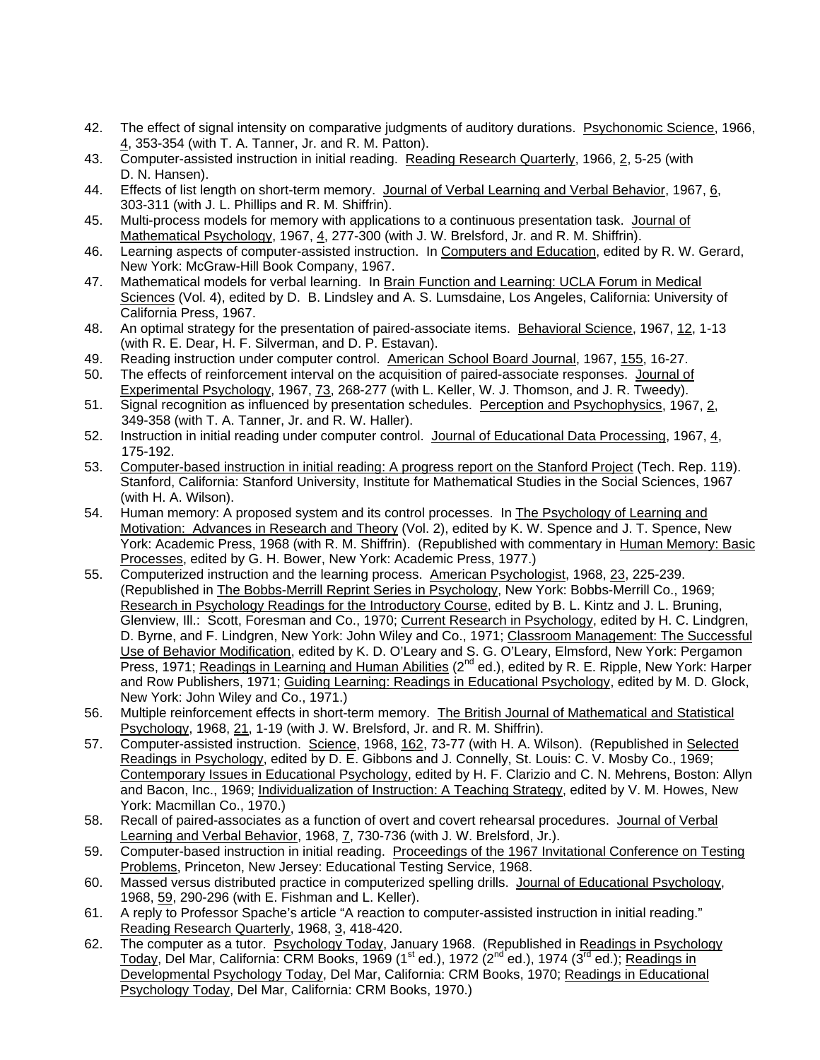42. The effect of signal intensity on comparative judgments of auditory durations. Psychonomic Science, 1966, 4, 353-354 (with T. A. Tanner, Jr. and R. M. Patton).
43. Computer-assisted instruction in initial reading. Reading Research Quarterly, 1966, 2, 5-25 (with D. N. Hansen).
44. Effects of list length on short-term memory. Journal of Verbal Learning and Verbal Behavior, 1967, 6, 303-311 (with J. L. Phillips and R. M. Shiffrin).
45. Multi-process models for memory with applications to a continuous presentation task. Journal of Mathematical Psychology, 1967, 4, 277-300 (with J. W. Brelsford, Jr. and R. M. Shiffrin).
46. Learning aspects of computer-assisted instruction. In Computers and Education, edited by R. W. Gerard, New York: McGraw-Hill Book Company, 1967.
47. Mathematical models for verbal learning. In Brain Function and Learning: UCLA Forum in Medical Sciences (Vol. 4), edited by D. B. Lindsley and A. S. Lumsdaine, Los Angeles, California: University of California Press, 1967.
48. An optimal strategy for the presentation of paired-associate items. Behavioral Science, 1967, 12, 1-13 (with R. E. Dear, H. F. Silverman, and D. P. Estavan).
49. Reading instruction under computer control. American School Board Journal, 1967, 155, 16-27.
50. The effects of reinforcement interval on the acquisition of paired-associate responses. Journal of Experimental Psychology, 1967, 73, 268-277 (with L. Keller, W. J. Thomson, and J. R. Tweedy).
51. Signal recognition as influenced by presentation schedules. Perception and Psychophysics, 1967, 2, 349-358 (with T. A. Tanner, Jr. and R. W. Haller).
52. Instruction in initial reading under computer control. Journal of Educational Data Processing, 1967, 4, 175-192.
53. Computer-based instruction in initial reading: A progress report on the Stanford Project (Tech. Rep. 119). Stanford, California: Stanford University, Institute for Mathematical Studies in the Social Sciences, 1967 (with H. A. Wilson).
54. Human memory: A proposed system and its control processes. In The Psychology of Learning and Motivation: Advances in Research and Theory (Vol. 2), edited by K. W. Spence and J. T. Spence, New York: Academic Press, 1968 (with R. M. Shiffrin). (Republished with commentary in Human Memory: Basic Processes, edited by G. H. Bower, New York: Academic Press, 1977.)
55. Computerized instruction and the learning process. American Psychologist, 1968, 23, 225-239. (Republished in The Bobbs-Merrill Reprint Series in Psychology, New York: Bobbs-Merrill Co., 1969; Research in Psychology Readings for the Introductory Course, edited by B. L. Kintz and J. L. Bruning, Glenview, Ill.: Scott, Foresman and Co., 1970; Current Research in Psychology, edited by H. C. Lindgren, D. Byrne, and F. Lindgren, New York: John Wiley and Co., 1971; Classroom Management: The Successful Use of Behavior Modification, edited by K. D. O'Leary and S. G. O'Leary, Elmsford, New York: Pergamon Press, 1971; Readings in Learning and Human Abilities (2nd ed.), edited by R. E. Ripple, New York: Harper and Row Publishers, 1971; Guiding Learning: Readings in Educational Psychology, edited by M. D. Glock, New York: John Wiley and Co., 1971.)
56. Multiple reinforcement effects in short-term memory. The British Journal of Mathematical and Statistical Psychology, 1968, 21, 1-19 (with J. W. Brelsford, Jr. and R. M. Shiffrin).
57. Computer-assisted instruction. Science, 1968, 162, 73-77 (with H. A. Wilson). (Republished in Selected Readings in Psychology, edited by D. E. Gibbons and J. Connelly, St. Louis: C. V. Mosby Co., 1969; Contemporary Issues in Educational Psychology, edited by H. F. Clarizio and C. N. Mehrens, Boston: Allyn and Bacon, Inc., 1969; Individualization of Instruction: A Teaching Strategy, edited by V. M. Howes, New York: Macmillan Co., 1970.)
58. Recall of paired-associates as a function of overt and covert rehearsal procedures. Journal of Verbal Learning and Verbal Behavior, 1968, 7, 730-736 (with J. W. Brelsford, Jr.).
59. Computer-based instruction in initial reading. Proceedings of the 1967 Invitational Conference on Testing Problems, Princeton, New Jersey: Educational Testing Service, 1968.
60. Massed versus distributed practice in computerized spelling drills. Journal of Educational Psychology, 1968, 59, 290-296 (with E. Fishman and L. Keller).
61. A reply to Professor Spache's article "A reaction to computer-assisted instruction in initial reading." Reading Research Quarterly, 1968, 3, 418-420.
62. The computer as a tutor. Psychology Today, January 1968. (Republished in Readings in Psychology Today, Del Mar, California: CRM Books, 1969 (1st ed.), 1972 (2nd ed.), 1974 (3rd ed.); Readings in Developmental Psychology Today, Del Mar, California: CRM Books, 1970; Readings in Educational Psychology Today, Del Mar, California: CRM Books, 1970.)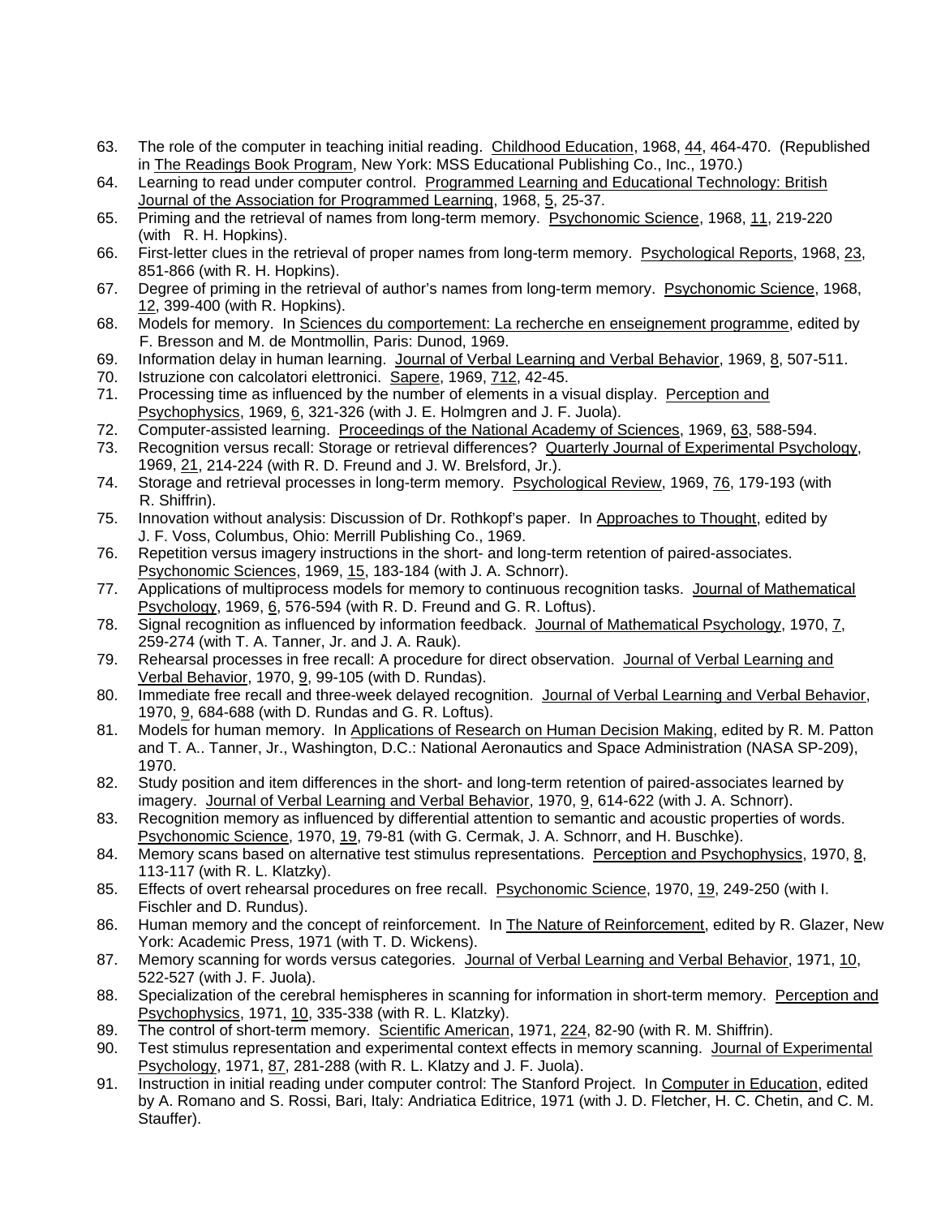63. The role of the computer in teaching initial reading. Childhood Education, 1968, 44, 464-470. (Republished in The Readings Book Program, New York: MSS Educational Publishing Co., Inc., 1970.)
64. Learning to read under computer control. Programmed Learning and Educational Technology: British Journal of the Association for Programmed Learning, 1968, 5, 25-37.
65. Priming and the retrieval of names from long-term memory. Psychonomic Science, 1968, 11, 219-220 (with R. H. Hopkins).
66. First-letter clues in the retrieval of proper names from long-term memory. Psychological Reports, 1968, 23, 851-866 (with R. H. Hopkins).
67. Degree of priming in the retrieval of author's names from long-term memory. Psychonomic Science, 1968, 12, 399-400 (with R. Hopkins).
68. Models for memory. In Sciences du comportement: La recherche en enseignement programme, edited by F. Bresson and M. de Montmollin, Paris: Dunod, 1969.
69. Information delay in human learning. Journal of Verbal Learning and Verbal Behavior, 1969, 8, 507-511.
70. Istruzione con calcolatori elettronici. Sapere, 1969, 712, 42-45.
71. Processing time as influenced by the number of elements in a visual display. Perception and Psychophysics, 1969, 6, 321-326 (with J. E. Holmgren and J. F. Juola).
72. Computer-assisted learning. Proceedings of the National Academy of Sciences, 1969, 63, 588-594.
73. Recognition versus recall: Storage or retrieval differences? Quarterly Journal of Experimental Psychology, 1969, 21, 214-224 (with R. D. Freund and J. W. Brelsford, Jr.).
74. Storage and retrieval processes in long-term memory. Psychological Review, 1969, 76, 179-193 (with R. Shiffrin).
75. Innovation without analysis: Discussion of Dr. Rothkopf's paper. In Approaches to Thought, edited by J. F. Voss, Columbus, Ohio: Merrill Publishing Co., 1969.
76. Repetition versus imagery instructions in the short- and long-term retention of paired-associates. Psychonomic Sciences, 1969, 15, 183-184 (with J. A. Schnorr).
77. Applications of multiprocess models for memory to continuous recognition tasks. Journal of Mathematical Psychology, 1969, 6, 576-594 (with R. D. Freund and G. R. Loftus).
78. Signal recognition as influenced by information feedback. Journal of Mathematical Psychology, 1970, 7, 259-274 (with T. A. Tanner, Jr. and J. A. Rauk).
79. Rehearsal processes in free recall: A procedure for direct observation. Journal of Verbal Learning and Verbal Behavior, 1970, 9, 99-105 (with D. Rundas).
80. Immediate free recall and three-week delayed recognition. Journal of Verbal Learning and Verbal Behavior, 1970, 9, 684-688 (with D. Rundas and G. R. Loftus).
81. Models for human memory. In Applications of Research on Human Decision Making, edited by R. M. Patton and T. A.. Tanner, Jr., Washington, D.C.: National Aeronautics and Space Administration (NASA SP-209), 1970.
82. Study position and item differences in the short- and long-term retention of paired-associates learned by imagery. Journal of Verbal Learning and Verbal Behavior, 1970, 9, 614-622 (with J. A. Schnorr).
83. Recognition memory as influenced by differential attention to semantic and acoustic properties of words. Psychonomic Science, 1970, 19, 79-81 (with G. Cermak, J. A. Schnorr, and H. Buschke).
84. Memory scans based on alternative test stimulus representations. Perception and Psychophysics, 1970, 8, 113-117 (with R. L. Klatzky).
85. Effects of overt rehearsal procedures on free recall. Psychonomic Science, 1970, 19, 249-250 (with I. Fischler and D. Rundus).
86. Human memory and the concept of reinforcement. In The Nature of Reinforcement, edited by R. Glazer, New York: Academic Press, 1971 (with T. D. Wickens).
87. Memory scanning for words versus categories. Journal of Verbal Learning and Verbal Behavior, 1971, 10, 522-527 (with J. F. Juola).
88. Specialization of the cerebral hemispheres in scanning for information in short-term memory. Perception and Psychophysics, 1971, 10, 335-338 (with R. L. Klatzky).
89. The control of short-term memory. Scientific American, 1971, 224, 82-90 (with R. M. Shiffrin).
90. Test stimulus representation and experimental context effects in memory scanning. Journal of Experimental Psychology, 1971, 87, 281-288 (with R. L. Klatzy and J. F. Juola).
91. Instruction in initial reading under computer control: The Stanford Project. In Computer in Education, edited by A. Romano and S. Rossi, Bari, Italy: Andriatica Editrice, 1971 (with J. D. Fletcher, H. C. Chetin, and C. M. Stauffer).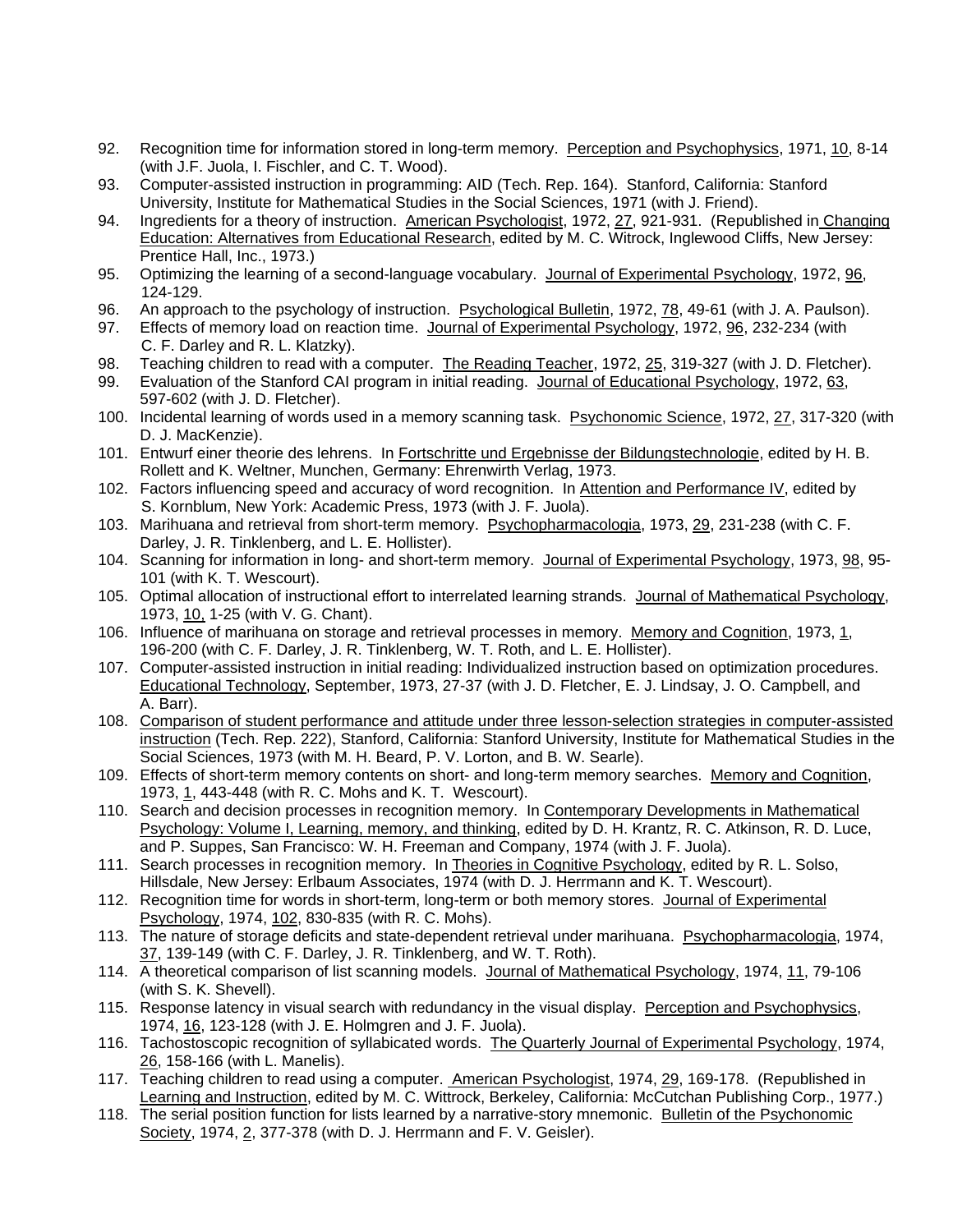92. Recognition time for information stored in long-term memory. Perception and Psychophysics, 1971, 10, 8-14 (with J.F. Juola, I. Fischler, and C. T. Wood).
93. Computer-assisted instruction in programming: AID (Tech. Rep. 164). Stanford, California: Stanford University, Institute for Mathematical Studies in the Social Sciences, 1971 (with J. Friend).
94. Ingredients for a theory of instruction. American Psychologist, 1972, 27, 921-931. (Republished in Changing Education: Alternatives from Educational Research, edited by M. C. Witrock, Inglewood Cliffs, New Jersey: Prentice Hall, Inc., 1973.)
95. Optimizing the learning of a second-language vocabulary. Journal of Experimental Psychology, 1972, 96, 124-129.
96. An approach to the psychology of instruction. Psychological Bulletin, 1972, 78, 49-61 (with J. A. Paulson).
97. Effects of memory load on reaction time. Journal of Experimental Psychology, 1972, 96, 232-234 (with C. F. Darley and R. L. Klatzky).
98. Teaching children to read with a computer. The Reading Teacher, 1972, 25, 319-327 (with J. D. Fletcher).
99. Evaluation of the Stanford CAI program in initial reading. Journal of Educational Psychology, 1972, 63, 597-602 (with J. D. Fletcher).
100. Incidental learning of words used in a memory scanning task. Psychonomic Science, 1972, 27, 317-320 (with D. J. MacKenzie).
101. Entwurf einer theorie des lehrens. In Fortschritte und Ergebnisse der Bildungstechnologie, edited by H. B. Rollett and K. Weltner, Munchen, Germany: Ehrenwirth Verlag, 1973.
102. Factors influencing speed and accuracy of word recognition. In Attention and Performance IV, edited by S. Kornblum, New York: Academic Press, 1973 (with J. F. Juola).
103. Marihuana and retrieval from short-term memory. Psychopharmacologia, 1973, 29, 231-238 (with C. F. Darley, J. R. Tinklenberg, and L. E. Hollister).
104. Scanning for information in long- and short-term memory. Journal of Experimental Psychology, 1973, 98, 95-101 (with K. T. Wescourt).
105. Optimal allocation of instructional effort to interrelated learning strands. Journal of Mathematical Psychology, 1973, 10, 1-25 (with V. G. Chant).
106. Influence of marihuana on storage and retrieval processes in memory. Memory and Cognition, 1973, 1, 196-200 (with C. F. Darley, J. R. Tinklenberg, and L. E. Hollister).
107. Computer-assisted instruction in initial reading: Individualized instruction based on optimization procedures. Educational Technology, September, 1973, 27-37 (with J. D. Fletcher, E. J. Lindsay, J. O. Campbell, and A. Barr).
108. Comparison of student performance and attitude under three lesson-selection strategies in computer-assisted instruction (Tech. Rep. 222), Stanford, California: Stanford University, Institute for Mathematical Studies in the Social Sciences, 1973 (with M. H. Beard, P. V. Lorton, and B. W. Searle).
109. Effects of short-term memory contents on short- and long-term memory searches. Memory and Cognition, 1973, 1, 443-448 (with R. C. Mohs and K. T. Wescourt).
110. Search and decision processes in recognition memory. In Contemporary Developments in Mathematical Psychology: Volume I, Learning, memory, and thinking, edited by D. H. Krantz, R. C. Atkinson, R. D. Luce, and P. Suppes, San Francisco: W. H. Freeman and Company, 1974 (with J. F. Juola).
111. Search processes in recognition memory. In Theories in Cognitive Psychology, edited by R. L. Solso, Hillsdale, New Jersey: Erlbaum Associates, 1974 (with D. J. Herrmann and K. T. Wescourt).
112. Recognition time for words in short-term, long-term or both memory stores. Journal of Experimental Psychology, 1974, 102, 830-835 (with R. C. Mohs).
113. The nature of storage deficits and state-dependent retrieval under marihuana. Psychopharmacologia, 1974, 37, 139-149 (with C. F. Darley, J. R. Tinklenberg, and W. T. Roth).
114. A theoretical comparison of list scanning models. Journal of Mathematical Psychology, 1974, 11, 79-106 (with S. K. Shevell).
115. Response latency in visual search with redundancy in the visual display. Perception and Psychophysics, 1974, 16, 123-128 (with J. E. Holmgren and J. F. Juola).
116. Tachostoscopic recognition of syllabicated words. The Quarterly Journal of Experimental Psychology, 1974, 26, 158-166 (with L. Manelis).
117. Teaching children to read using a computer. American Psychologist, 1974, 29, 169-178. (Republished in Learning and Instruction, edited by M. C. Wittrock, Berkeley, California: McCutchan Publishing Corp., 1977.)
118. The serial position function for lists learned by a narrative-story mnemonic. Bulletin of the Psychonomic Society, 1974, 2, 377-378 (with D. J. Herrmann and F. V. Geisler).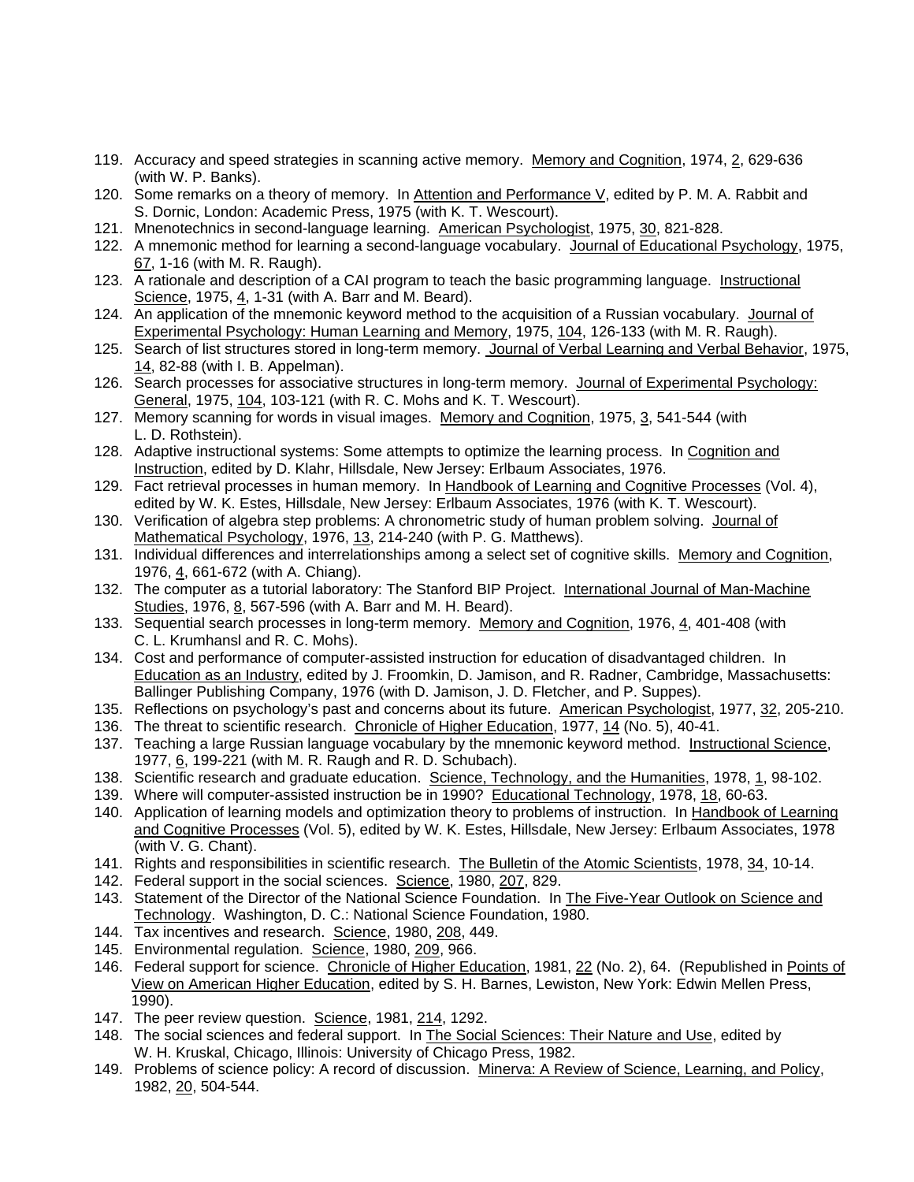119. Accuracy and speed strategies in scanning active memory. Memory and Cognition, 1974, 2, 629-636 (with W. P. Banks).
120. Some remarks on a theory of memory. In Attention and Performance V, edited by P. M. A. Rabbit and S. Dornic, London: Academic Press, 1975 (with K. T. Wescourt).
121. Mnenotechnics in second-language learning. American Psychologist, 1975, 30, 821-828.
122. A mnemonic method for learning a second-language vocabulary. Journal of Educational Psychology, 1975, 67, 1-16 (with M. R. Raugh).
123. A rationale and description of a CAI program to teach the basic programming language. Instructional Science, 1975, 4, 1-31 (with A. Barr and M. Beard).
124. An application of the mnemonic keyword method to the acquisition of a Russian vocabulary. Journal of Experimental Psychology: Human Learning and Memory, 1975, 104, 126-133 (with M. R. Raugh).
125. Search of list structures stored in long-term memory. Journal of Verbal Learning and Verbal Behavior, 1975, 14, 82-88 (with I. B. Appelman).
126. Search processes for associative structures in long-term memory. Journal of Experimental Psychology: General, 1975, 104, 103-121 (with R. C. Mohs and K. T. Wescourt).
127. Memory scanning for words in visual images. Memory and Cognition, 1975, 3, 541-544 (with L. D. Rothstein).
128. Adaptive instructional systems: Some attempts to optimize the learning process. In Cognition and Instruction, edited by D. Klahr, Hillsdale, New Jersey: Erlbaum Associates, 1976.
129. Fact retrieval processes in human memory. In Handbook of Learning and Cognitive Processes (Vol. 4), edited by W. K. Estes, Hillsdale, New Jersey: Erlbaum Associates, 1976 (with K. T. Wescourt).
130. Verification of algebra step problems: A chronometric study of human problem solving. Journal of Mathematical Psychology, 1976, 13, 214-240 (with P. G. Matthews).
131. Individual differences and interrelationships among a select set of cognitive skills. Memory and Cognition, 1976, 4, 661-672 (with A. Chiang).
132. The computer as a tutorial laboratory: The Stanford BIP Project. International Journal of Man-Machine Studies, 1976, 8, 567-596 (with A. Barr and M. H. Beard).
133. Sequential search processes in long-term memory. Memory and Cognition, 1976, 4, 401-408 (with C. L. Krumhansl and R. C. Mohs).
134. Cost and performance of computer-assisted instruction for education of disadvantaged children. In Education as an Industry, edited by J. Froomkin, D. Jamison, and R. Radner, Cambridge, Massachusetts: Ballinger Publishing Company, 1976 (with D. Jamison, J. D. Fletcher, and P. Suppes).
135. Reflections on psychology's past and concerns about its future. American Psychologist, 1977, 32, 205-210.
136. The threat to scientific research. Chronicle of Higher Education, 1977, 14 (No. 5), 40-41.
137. Teaching a large Russian language vocabulary by the mnemonic keyword method. Instructional Science, 1977, 6, 199-221 (with M. R. Raugh and R. D. Schubach).
138. Scientific research and graduate education. Science, Technology, and the Humanities, 1978, 1, 98-102.
139. Where will computer-assisted instruction be in 1990? Educational Technology, 1978, 18, 60-63.
140. Application of learning models and optimization theory to problems of instruction. In Handbook of Learning and Cognitive Processes (Vol. 5), edited by W. K. Estes, Hillsdale, New Jersey: Erlbaum Associates, 1978 (with V. G. Chant).
141. Rights and responsibilities in scientific research. The Bulletin of the Atomic Scientists, 1978, 34, 10-14.
142. Federal support in the social sciences. Science, 1980, 207, 829.
143. Statement of the Director of the National Science Foundation. In The Five-Year Outlook on Science and Technology. Washington, D. C.: National Science Foundation, 1980.
144. Tax incentives and research. Science, 1980, 208, 449.
145. Environmental regulation. Science, 1980, 209, 966.
146. Federal support for science. Chronicle of Higher Education, 1981, 22 (No. 2), 64. (Republished in Points of View on American Higher Education, edited by S. H. Barnes, Lewiston, New York: Edwin Mellen Press, 1990).
147. The peer review question. Science, 1981, 214, 1292.
148. The social sciences and federal support. In The Social Sciences: Their Nature and Use, edited by W. H. Kruskal, Chicago, Illinois: University of Chicago Press, 1982.
149. Problems of science policy: A record of discussion. Minerva: A Review of Science, Learning, and Policy, 1982, 20, 504-544.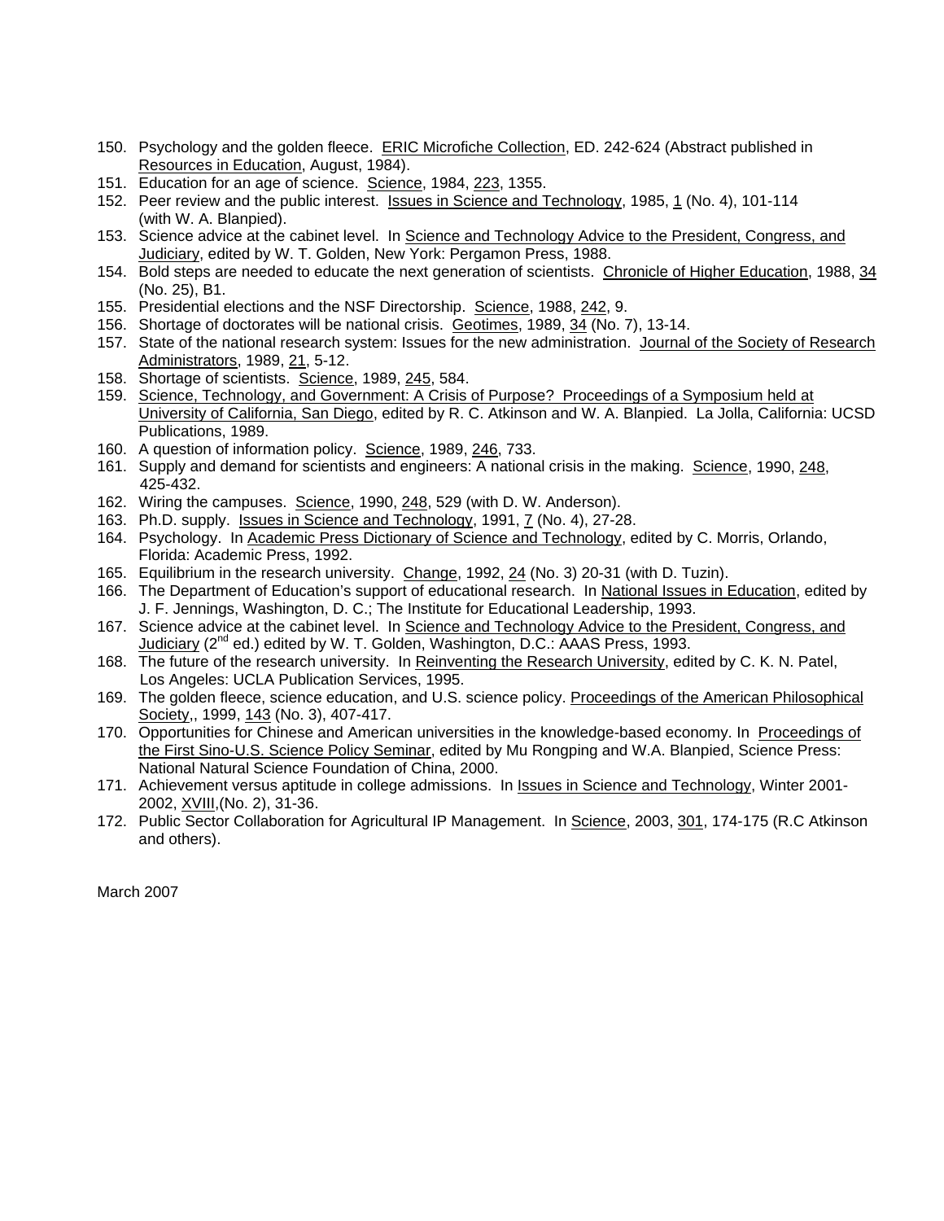150. Psychology and the golden fleece. ERIC Microfiche Collection, ED. 242-624 (Abstract published in Resources in Education, August, 1984).
151. Education for an age of science. Science, 1984, 223, 1355.
152. Peer review and the public interest. Issues in Science and Technology, 1985, 1 (No. 4), 101-114 (with W. A. Blanpied).
153. Science advice at the cabinet level. In Science and Technology Advice to the President, Congress, and Judiciary, edited by W. T. Golden, New York: Pergamon Press, 1988.
154. Bold steps are needed to educate the next generation of scientists. Chronicle of Higher Education, 1988, 34 (No. 25), B1.
155. Presidential elections and the NSF Directorship. Science, 1988, 242, 9.
156. Shortage of doctorates will be national crisis. Geotimes, 1989, 34 (No. 7), 13-14.
157. State of the national research system: Issues for the new administration. Journal of the Society of Research Administrators, 1989, 21, 5-12.
158. Shortage of scientists. Science, 1989, 245, 584.
159. Science, Technology, and Government: A Crisis of Purpose? Proceedings of a Symposium held at University of California, San Diego, edited by R. C. Atkinson and W. A. Blanpied. La Jolla, California: UCSD Publications, 1989.
160. A question of information policy. Science, 1989, 246, 733.
161. Supply and demand for scientists and engineers: A national crisis in the making. Science, 1990, 248, 425-432.
162. Wiring the campuses. Science, 1990, 248, 529 (with D. W. Anderson).
163. Ph.D. supply. Issues in Science and Technology, 1991, 7 (No. 4), 27-28.
164. Psychology. In Academic Press Dictionary of Science and Technology, edited by C. Morris, Orlando, Florida: Academic Press, 1992.
165. Equilibrium in the research university. Change, 1992, 24 (No. 3) 20-31 (with D. Tuzin).
166. The Department of Education's support of educational research. In National Issues in Education, edited by J. F. Jennings, Washington, D. C.; The Institute for Educational Leadership, 1993.
167. Science advice at the cabinet level. In Science and Technology Advice to the President, Congress, and Judiciary (2nd ed.) edited by W. T. Golden, Washington, D.C.: AAAS Press, 1993.
168. The future of the research university. In Reinventing the Research University, edited by C. K. N. Patel, Los Angeles: UCLA Publication Services, 1995.
169. The golden fleece, science education, and U.S. science policy. Proceedings of the American Philosophical Society,, 1999, 143 (No. 3), 407-417.
170. Opportunities for Chinese and American universities in the knowledge-based economy. In Proceedings of the First Sino-U.S. Science Policy Seminar, edited by Mu Rongping and W.A. Blanpied, Science Press: National Natural Science Foundation of China, 2000.
171. Achievement versus aptitude in college admissions. In Issues in Science and Technology, Winter 2001-2002, XVIII,(No. 2), 31-36.
172. Public Sector Collaboration for Agricultural IP Management. In Science, 2003, 301, 174-175 (R.C Atkinson and others).

March 2007